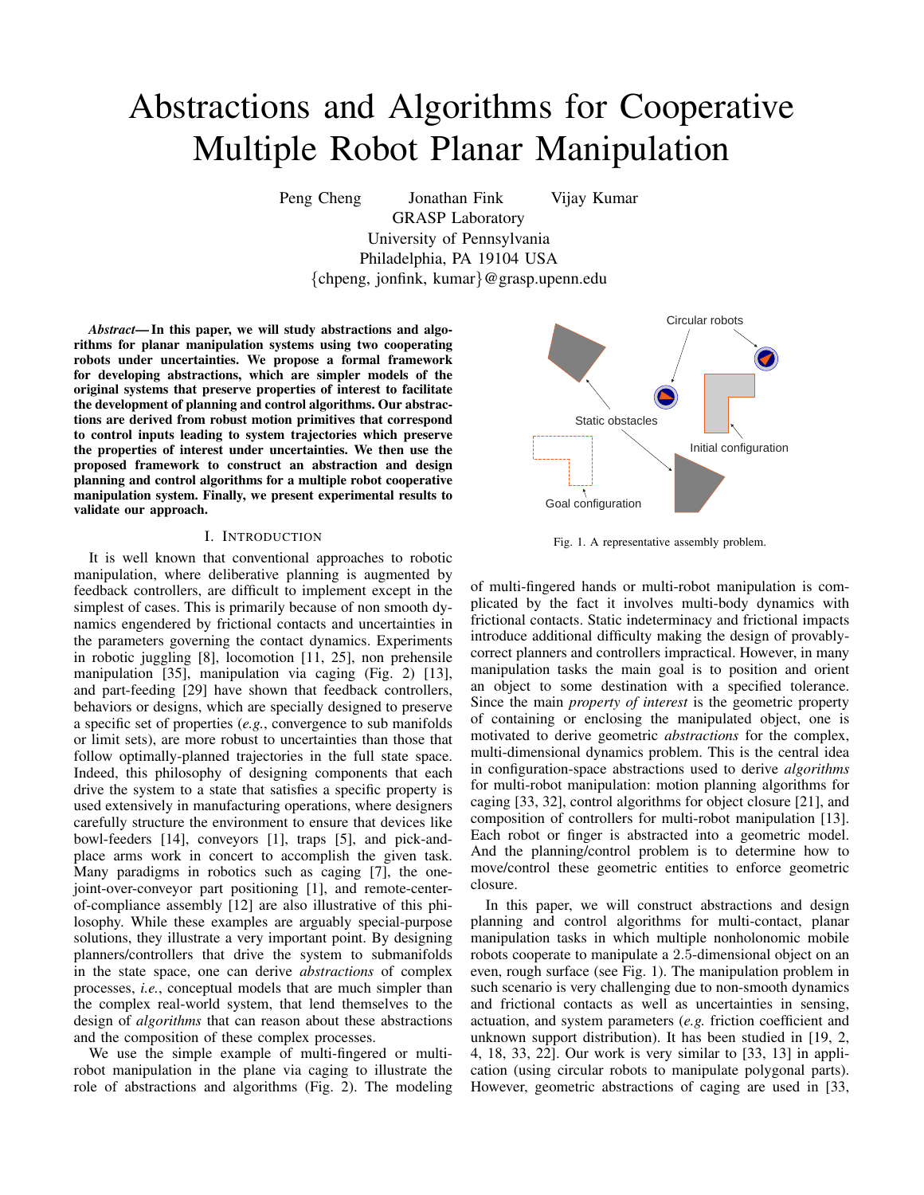# Abstractions and Algorithms for Cooperative Multiple Robot Planar Manipulation

Peng Cheng  Jonathan Fink  Vijay Kumar
GRASP Laboratory
University of Pennsylvania
Philadelphia, PA 19104 USA
{chpeng, jonfink, kumar}@grasp.upenn.edu

***Abstract*— In this paper, we will study abstractions and algorithms for planar manipulation systems using two cooperating robots under uncertainties. We propose a formal framework for developing abstractions, which are simpler models of the original systems that preserve properties of interest to facilitate the development of planning and control algorithms. Our abstractions are derived from robust motion primitives that correspond to control inputs leading to system trajectories which preserve the properties of interest under uncertainties. We then use the proposed framework to construct an abstraction and design planning and control algorithms for a multiple robot cooperative manipulation system. Finally, we present experimental results to validate our approach.**

## I. Introduction

It is well known that conventional approaches to robotic manipulation, where deliberative planning is augmented by feedback controllers, are difficult to implement except in the simplest of cases. This is primarily because of non smooth dynamics engendered by frictional contacts and uncertainties in the parameters governing the contact dynamics. Experiments in robotic juggling [8], locomotion [11, 25], non prehensile manipulation [35], manipulation via caging (Fig. 2) [13], and part-feeding [29] have shown that feedback controllers, behaviors or designs, which are specially designed to preserve a specific set of properties (*e.g.*, convergence to sub manifolds or limit sets), are more robust to uncertainties than those that follow optimally-planned trajectories in the full state space. Indeed, this philosophy of designing components that each drive the system to a state that satisfies a specific property is used extensively in manufacturing operations, where designers carefully structure the environment to ensure that devices like bowl-feeders [14], conveyors [1], traps [5], and pick-and-place arms work in concert to accomplish the given task. Many paradigms in robotics such as caging [7], the one-joint-over-conveyor part positioning [1], and remote-center-of-compliance assembly [12] are also illustrative of this philosophy. While these examples are arguably special-purpose solutions, they illustrate a very important point. By designing planners/controllers that drive the system to submanifolds in the state space, one can derive *abstractions* of complex processes, *i.e.*, conceptual models that are much simpler than the complex real-world system, that lend themselves to the design of *algorithms* that can reason about these abstractions and the composition of these complex processes.

We use the simple example of multi-fingered or multi-robot manipulation in the plane via caging to illustrate the role of abstractions and algorithms (Fig. 2). The modeling of multi-fingered hands or multi-robot manipulation is complicated by the fact it involves multi-body dynamics with frictional contacts. Static indeterminacy and frictional impacts introduce additional difficulty making the design of provably-correct planners and controllers impractical. However, in many manipulation tasks the main goal is to position and orient an object to some destination with a specified tolerance. Since the main *property of interest* is the geometric property of containing or enclosing the manipulated object, one is motivated to derive geometric *abstractions* for the complex, multi-dimensional dynamics problem. This is the central idea in configuration-space abstractions used to derive *algorithms* for multi-robot manipulation: motion planning algorithms for caging [33, 32], control algorithms for object closure [21], and composition of controllers for multi-robot manipulation [13]. Each robot or finger is abstracted into a geometric model. And the planning/control problem is to determine how to move/control these geometric entities to enforce geometric closure.

Fig. 1. A representative assembly problem.

In this paper, we will construct abstractions and design planning and control algorithms for multi-contact, planar manipulation tasks in which multiple nonholonomic mobile robots cooperate to manipulate a 2.5-dimensional object on an even, rough surface (see Fig. 1). The manipulation problem in such scenario is very challenging due to non-smooth dynamics and frictional contacts as well as uncertainties in sensing, actuation, and system parameters (*e.g.* friction coefficient and unknown support distribution). It has been studied in [19, 2, 4, 18, 33, 22]. Our work is very similar to [33, 13] in application (using circular robots to manipulate polygonal parts). However, geometric abstractions of caging are used in [33,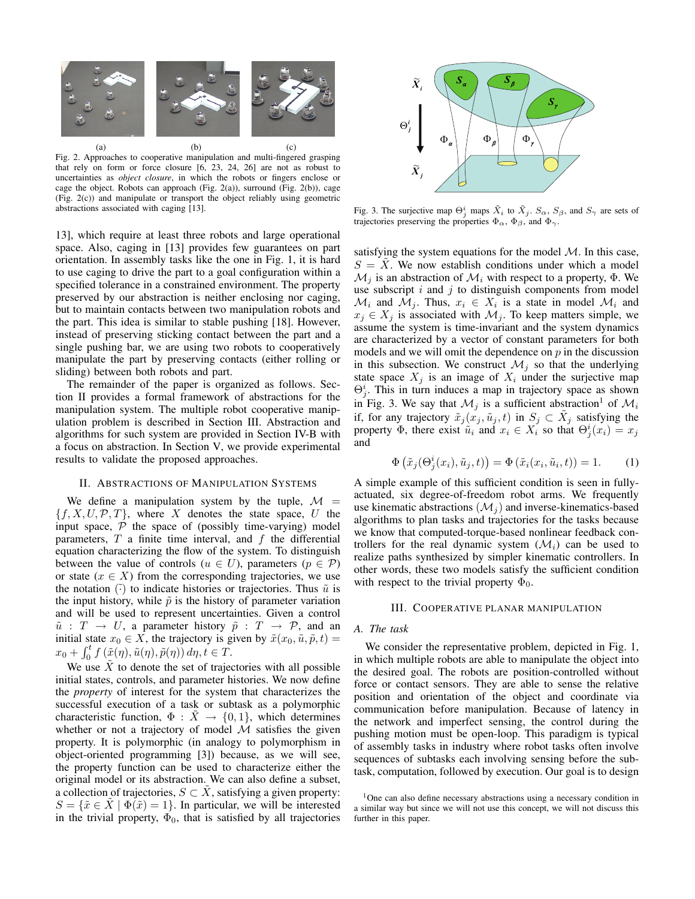(a) (b) (c)

Fig. 2. Approaches to cooperative manipulation and multi-fingered grasping that rely on form or force closure [6, 23, 24, 26] are not as robust to uncertainties as *object closure*, in which the robots or fingers enclose or cage the object. Robots can approach (Fig. 2(a)), surround (Fig. 2(b)), cage (Fig. 2(c)) and manipulate or transport the object reliably using geometric abstractions associated with caging [13].

13], which require at least three robots and large operational space. Also, caging in [13] provides few guarantees on part orientation. In assembly tasks like the one in Fig. 1, it is hard to use caging to drive the part to a goal configuration within a specified tolerance in a constrained environment. The property preserved by our abstraction is neither enclosing nor caging, but to maintain contacts between two manipulation robots and the part. This idea is similar to stable pushing [18]. However, instead of preserving sticking contact between the part and a single pushing bar, we are using two robots to cooperatively manipulate the part by preserving contacts (either rolling or sliding) between both robots and part.

The remainder of the paper is organized as follows. Section II provides a formal framework of abstractions for the manipulation system. The multiple robot cooperative manipulation problem is described in Section III. Abstraction and algorithms for such system are provided in Section IV-B with a focus on abstraction. In Section V, we provide experimental results to validate the proposed approaches.

## II. Abstractions of Manipulation Systems

We define a manipulation system by the tuple, $\mathcal{M} = \{f, X, U, \mathcal{P}, T\}$, where $X$ denotes the state space, $U$ the input space, $\mathcal{P}$ the space of (possibly time-varying) model parameters, $T$ a finite time interval, and $f$ the differential equation characterizing the flow of the system. To distinguish between the value of controls ($u \in U$), parameters ($p \in \mathcal{P}$) or state ($x \in X$) from the corresponding trajectories, we use the notation $\tilde{(\cdot)}$ to indicate histories or trajectories. Thus $\tilde{u}$ is the input history, while $\tilde{p}$ is the history of parameter variation and will be used to represent uncertainties. Given a control $\tilde{u} : T \rightarrow U$, a parameter history $\tilde{p} : T \rightarrow \mathcal{P}$, and an initial state $x_0 \in X$, the trajectory is given by $\tilde{x}(x_0, \tilde{u}, \tilde{p}, t) = x_0 + \int_0^t f(\tilde{x}(\eta), \tilde{u}(\eta), \tilde{p}(\eta))\, d\eta, t \in T$.

We use $\tilde{X}$ to denote the set of trajectories with all possible initial states, controls, and parameter histories. We now define the *property* of interest for the system that characterizes the successful execution of a task or subtask as a polymorphic characteristic function, $\Phi : \tilde{X} \rightarrow \{0, 1\}$, which determines whether or not a trajectory of model $\mathcal{M}$ satisfies the given property. It is polymorphic (in analogy to polymorphism in object-oriented programming [3]) because, as we will see, the property function can be used to characterize either the original model or its abstraction. We can also define a subset, a collection of trajectories, $S \subset \tilde{X}$, satisfying a given property: $S = \{\tilde{x} \in \tilde{X} \mid \Phi(\tilde{x}) = 1\}$. In particular, we will be interested in the trivial property, $\Phi_0$, that is satisfied by all trajectories

Fig. 3. The surjective map $\Theta_j^i$ maps $\tilde{X}_i$ to $\tilde{X}_j$. $S_\alpha$, $S_\beta$, and $S_\gamma$ are sets of trajectories preserving the properties $\Phi_\alpha$, $\Phi_\beta$, and $\Phi_\gamma$.

satisfying the system equations for the model $\mathcal{M}$. In this case, $S = \tilde{X}$. We now establish conditions under which a model $\mathcal{M}_j$ is an abstraction of $\mathcal{M}_i$ with respect to a property, $\Phi$. We use subscript $i$ and $j$ to distinguish components from model $\mathcal{M}_i$ and $\mathcal{M}_j$. Thus, $x_i \in X_i$ is a state in model $\mathcal{M}_i$ and $x_j \in X_j$ is associated with $\mathcal{M}_j$. To keep matters simple, we assume the system is time-invariant and the system dynamics are characterized by a vector of constant parameters for both models and we will omit the dependence on $p$ in the discussion in this subsection. We construct $\mathcal{M}_j$ so that the underlying state space $X_j$ is an image of $X_i$ under the surjective map $\Theta_j^i$. This in turn induces a map in trajectory space as shown in Fig. 3. We say that $\mathcal{M}_j$ is a sufficient abstraction[1] of $\mathcal{M}_i$ if, for any trajectory $\tilde{x}_j(x_j, \tilde{u}_j, t)$ in $S_j \subset \tilde{X}_j$ satisfying the property $\Phi$, there exist $\tilde{u}_i$ and $x_i \in X_i$ so that $\Theta_j^i(x_i) = x_j$ and

$$\Phi\left(\tilde{x}_j(\Theta_j^i(x_i), \tilde{u}_j, t)\right) = \Phi\left(\tilde{x}_i(x_i, \tilde{u}_i, t)\right) = 1. \qquad (1)$$

A simple example of this sufficient condition is seen in fully-actuated, six degree-of-freedom robot arms. We frequently use kinematic abstractions ($\mathcal{M}_j$) and inverse-kinematics-based algorithms to plan tasks and trajectories for the tasks because we know that computed-torque-based nonlinear feedback controllers for the real dynamic system ($\mathcal{M}_i$) can be used to realize paths synthesized by simpler kinematic controllers. In other words, these two models satisfy the sufficient condition with respect to the trivial property $\Phi_0$.

## III. Cooperative Planar Manipulation

### A. The task

We consider the representative problem, depicted in Fig. 1, in which multiple robots are able to manipulate the object into the desired goal. The robots are position-controlled without force or contact sensors. They are able to sense the relative position and orientation of the object and coordinate via communication before manipulation. Because of latency in the network and imperfect sensing, the control during the pushing motion must be open-loop. This paradigm is typical of assembly tasks in industry where robot tasks often involve sequences of subtasks each involving sensing before the subtask, computation, followed by execution. Our goal is to design

[1] One can also define necessary abstractions using a necessary condition in a similar way but since we will not use this concept, we will not discuss this further in this paper.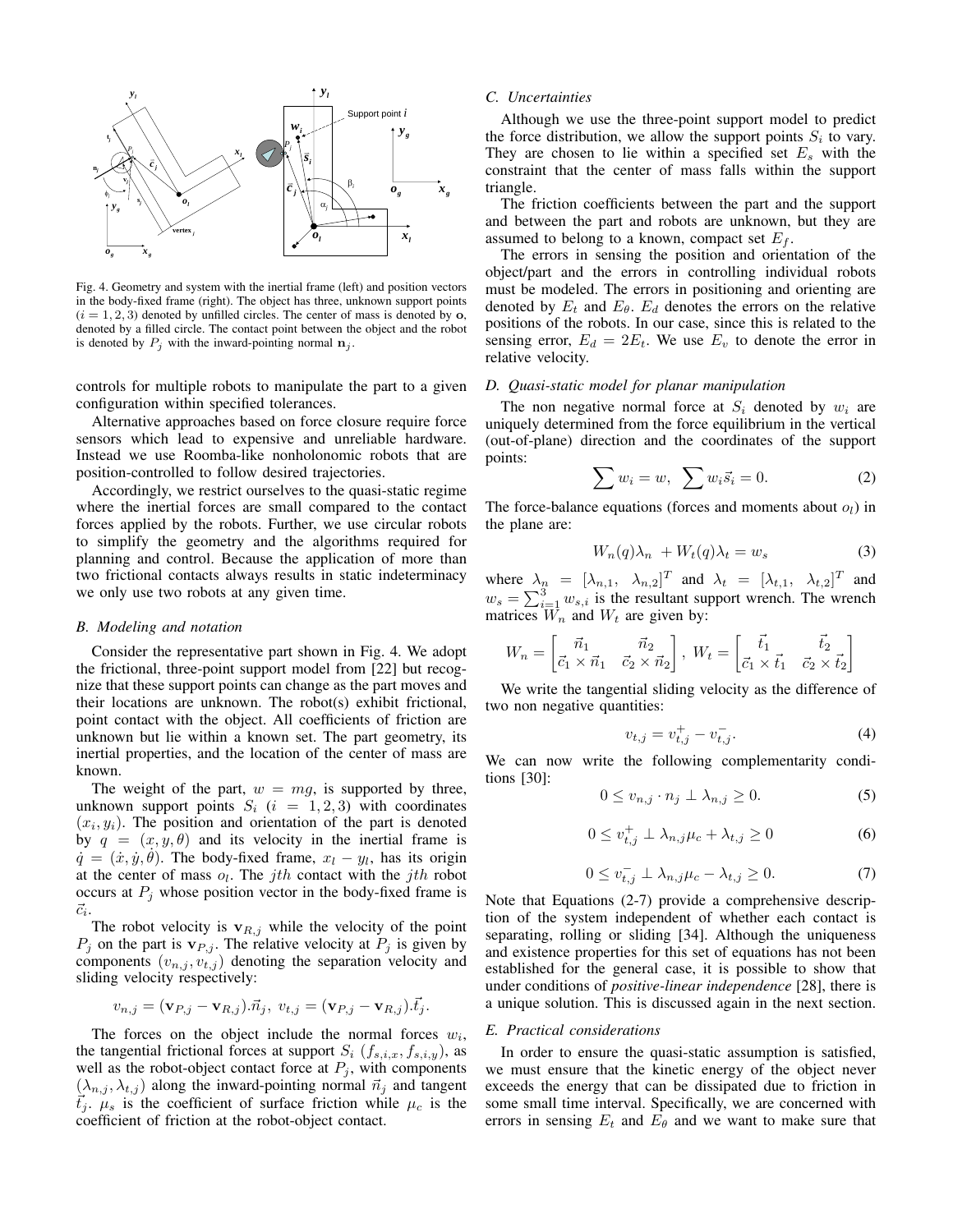Fig. 4. Geometry and system with the inertial frame (left) and position vectors in the body-fixed frame (right). The object has three, unknown support points ($i = 1, 2, 3$) denoted by unfilled circles. The center of mass is denoted by $\mathbf{o}$, denoted by a filled circle. The contact point between the object and the robot is denoted by $P_j$ with the inward-pointing normal $\mathbf{n}_j$.

controls for multiple robots to manipulate the part to a given configuration within specified tolerances.

Alternative approaches based on force closure require force sensors which lead to expensive and unreliable hardware. Instead we use Roomba-like nonholonomic robots that are position-controlled to follow desired trajectories.

Accordingly, we restrict ourselves to the quasi-static regime where the inertial forces are small compared to the contact forces applied by the robots. Further, we use circular robots to simplify the geometry and the algorithms required for planning and control. Because the application of more than two frictional contacts always results in static indeterminacy we only use two robots at any given time.

### B. Modeling and notation

Consider the representative part shown in Fig. 4. We adopt the frictional, three-point support model from [22] but recognize that these support points can change as the part moves and their locations are unknown. The robot(s) exhibit frictional, point contact with the object. All coefficients of friction are unknown but lie within a known set. The part geometry, its inertial properties, and the location of the center of mass are known.

The weight of the part, $w = mg$, is supported by three, unknown support points $S_i$ ($i = 1, 2, 3$) with coordinates $(x_i, y_i)$. The position and orientation of the part is denoted by $q = (x, y, \theta)$ and its velocity in the inertial frame is $\dot{q} = (\dot{x}, \dot{y}, \dot{\theta})$. The body-fixed frame, $x_l - y_l$, has its origin at the center of mass $o_l$. The $jth$ contact with the $jth$ robot occurs at $P_j$ whose position vector in the body-fixed frame is $\vec{c}_i$.

The robot velocity is $\mathbf{v}_{R,j}$ while the velocity of the point $P_j$ on the part is $\mathbf{v}_{P,j}$. The relative velocity at $P_j$ is given by components $(v_{n,j}, v_{t,j})$ denoting the separation velocity and sliding velocity respectively:

$$v_{n,j} = (\mathbf{v}_{P,j} - \mathbf{v}_{R,j}).\vec{n}_j, \; v_{t,j} = (\mathbf{v}_{P,j} - \mathbf{v}_{R,j}).\vec{t}_j.$$

The forces on the object include the normal forces $w_i$, the tangential frictional forces at support $S_i$ $(f_{s,i,x}, f_{s,i,y})$, as well as the robot-object contact force at $P_j$, with components $(\lambda_{n,j}, \lambda_{t,j})$ along the inward-pointing normal $\vec{n}_j$ and tangent $\vec{t}_j$. $\mu_s$ is the coefficient of surface friction while $\mu_c$ is the coefficient of friction at the robot-object contact.

### C. Uncertainties

Although we use the three-point support model to predict the force distribution, we allow the support points $S_i$ to vary. They are chosen to lie within a specified set $E_s$ with the constraint that the center of mass falls within the support triangle.

The friction coefficients between the part and the support and between the part and robots are unknown, but they are assumed to belong to a known, compact set $E_f$.

The errors in sensing the position and orientation of the object/part and the errors in controlling individual robots must be modeled. The errors in positioning and orienting are denoted by $E_t$ and $E_\theta$. $E_d$ denotes the errors on the relative positions of the robots. In our case, since this is related to the sensing error, $E_d = 2E_t$. We use $E_v$ to denote the error in relative velocity.

### D. Quasi-static model for planar manipulation

The non negative normal force at $S_i$ denoted by $w_i$ are uniquely determined from the force equilibrium in the vertical (out-of-plane) direction and the coordinates of the support points:

$$\sum w_i = w, \; \sum w_i \vec{s}_i = 0. \tag{2}$$

The force-balance equations (forces and moments about $o_l$) in the plane are:

$$W_n(q)\lambda_n + W_t(q)\lambda_t = w_s \tag{3}$$

where $\lambda_n = [\lambda_{n,1}, \; \lambda_{n,2}]^T$ and $\lambda_t = [\lambda_{t,1}, \; \lambda_{t,2}]^T$ and $w_s = \sum_{i=1}^{3} w_{s,i}$ is the resultant support wrench. The wrench matrices $W_n$ and $W_t$ are given by:

$$W_n = \begin{bmatrix} \vec{n}_1 & \vec{n}_2 \\ \vec{c}_1 \times \vec{n}_1 & \vec{c}_2 \times \vec{n}_2 \end{bmatrix}, \; W_t = \begin{bmatrix} \vec{t}_1 & \vec{t}_2 \\ \vec{c}_1 \times \vec{t}_1 & \vec{c}_2 \times \vec{t}_2 \end{bmatrix}$$

We write the tangential sliding velocity as the difference of two non negative quantities:

$$v_{t,j} = v_{t,j}^{+} - v_{t,j}^{-}. \tag{4}$$

We can now write the following complementarity conditions [30]:

$$0 \leq v_{n,j} \cdot n_j \perp \lambda_{n,j} \geq 0. \tag{5}$$

$$0 \leq v_{t,j}^{+} \perp \lambda_{n,j}\mu_c + \lambda_{t,j} \geq 0 \tag{6}$$

$$0 \leq v_{t,j}^{-} \perp \lambda_{n,j}\mu_c - \lambda_{t,j} \geq 0. \tag{7}$$

Note that Equations (2-7) provide a comprehensive description of the system independent of whether each contact is separating, rolling or sliding [34]. Although the uniqueness and existence properties for this set of equations has not been established for the general case, it is possible to show that under conditions of *positive-linear independence* [28], there is a unique solution. This is discussed again in the next section.

### E. Practical considerations

In order to ensure the quasi-static assumption is satisfied, we must ensure that the kinetic energy of the object never exceeds the energy that can be dissipated due to friction in some small time interval. Specifically, we are concerned with errors in sensing $E_t$ and $E_\theta$ and we want to make sure that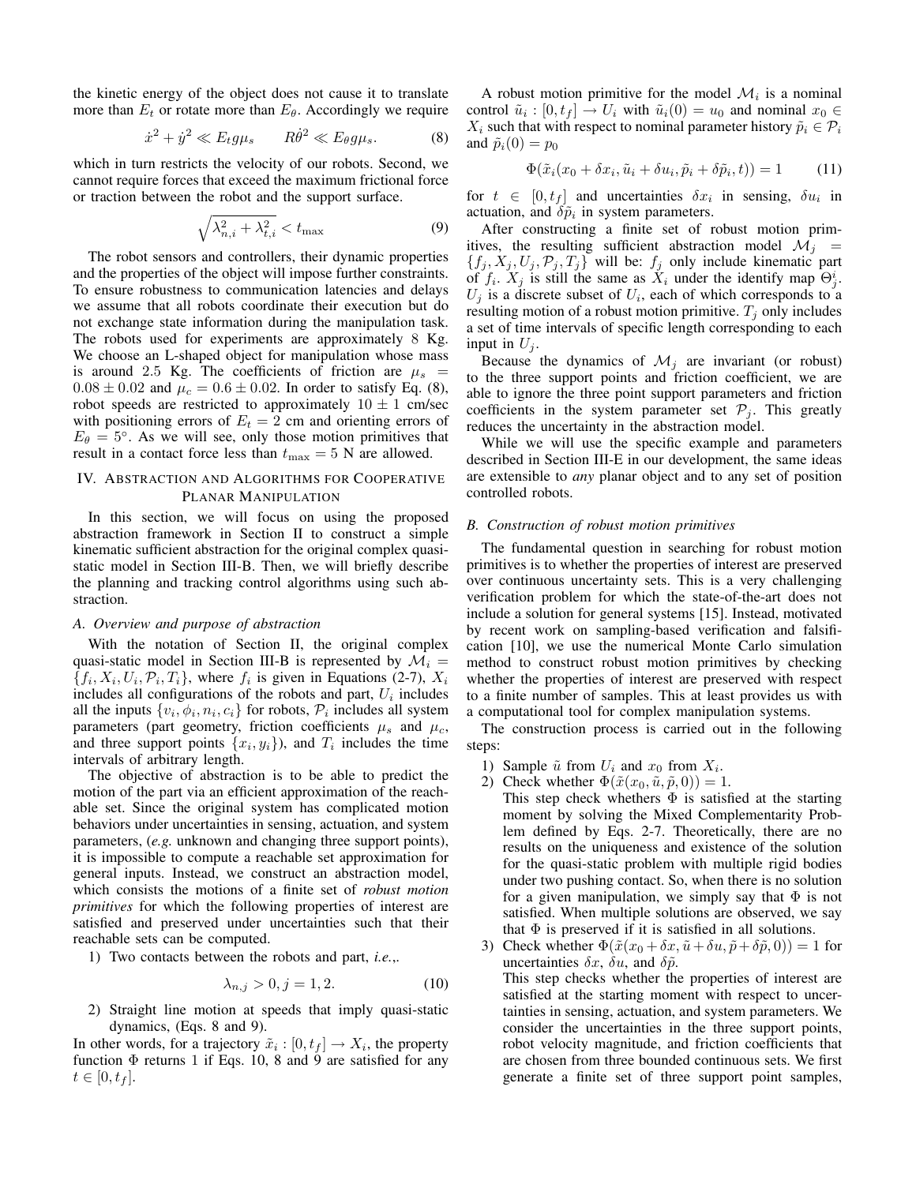the kinetic energy of the object does not cause it to translate more than $E_t$ or rotate more than $E_\theta$. Accordingly we require

$$\dot{x}^2 + \dot{y}^2 \ll E_t g \mu_s \qquad R\dot{\theta}^2 \ll E_\theta g \mu_s. \tag{8}$$

which in turn restricts the velocity of our robots. Second, we cannot require forces that exceed the maximum frictional force or traction between the robot and the support surface.

$$\sqrt{\lambda_{n,i}^2 + \lambda_{t,i}^2} < t_{\max} \tag{9}$$

The robot sensors and controllers, their dynamic properties and the properties of the object will impose further constraints. To ensure robustness to communication latencies and delays we assume that all robots coordinate their execution but do not exchange state information during the manipulation task. The robots used for experiments are approximately 8 Kg. We choose an L-shaped object for manipulation whose mass is around 2.5 Kg. The coefficients of friction are $\mu_s = 0.08 \pm 0.02$ and $\mu_c = 0.6 \pm 0.02$. In order to satisfy Eq. (8), robot speeds are restricted to approximately $10 \pm 1$ cm/sec with positioning errors of $E_t = 2$ cm and orienting errors of $E_\theta = 5^\circ$. As we will see, only those motion primitives that result in a contact force less than $t_{\max} = 5$ N are allowed.

## IV. Abstraction and Algorithms for Cooperative Planar Manipulation

In this section, we will focus on using the proposed abstraction framework in Section II to construct a simple kinematic sufficient abstraction for the original complex quasi-static model in Section III-B. Then, we will briefly describe the planning and tracking control algorithms using such abstraction.

### A. Overview and purpose of abstraction

With the notation of Section II, the original complex quasi-static model in Section III-B is represented by $\mathcal{M}_i = \{f_i, X_i, U_i, \mathcal{P}_i, T_i\}$, where $f_i$ is given in Equations (2-7), $X_i$ includes all configurations of the robots and part, $U_i$ includes all the inputs $\{v_i, \phi_i, n_i, c_i\}$ for robots, $\mathcal{P}_i$ includes all system parameters (part geometry, friction coefficients $\mu_s$ and $\mu_c$, and three support points $\{x_i, y_i\}$), and $T_i$ includes the time intervals of arbitrary length.

The objective of abstraction is to be able to predict the motion of the part via an efficient approximation of the reachable set. Since the original system has complicated motion behaviors under uncertainties in sensing, actuation, and system parameters, (*e.g.* unknown and changing three support points), it is impossible to compute a reachable set approximation for general inputs. Instead, we construct an abstraction model, which consists the motions of a finite set of *robust motion primitives* for which the following properties of interest are satisfied and preserved under uncertainties such that their reachable sets can be computed.

1) Two contacts between the robots and part, *i.e.*,.

$$\lambda_{n,j} > 0, j = 1, 2. \tag{10}$$

2) Straight line motion at speeds that imply quasi-static dynamics, (Eqs. 8 and 9).

In other words, for a trajectory $\tilde{x}_i : [0, t_f] \to X_i$, the property function $\Phi$ returns 1 if Eqs. 10, 8 and 9 are satisfied for any $t \in [0, t_f]$.

A robust motion primitive for the model $\mathcal{M}_i$ is a nominal control $\tilde{u}_i : [0, t_f] \to U_i$ with $\tilde{u}_i(0) = u_0$ and nominal $x_0 \in X_i$ such that with respect to nominal parameter history $\tilde{p}_i \in \mathcal{P}_i$ and $\tilde{p}_i(0) = p_0$

$$\Phi(\tilde{x}_i(x_0 + \delta x_i, \tilde{u}_i + \delta u_i, \tilde{p}_i + \delta\tilde{p}_i, t)) = 1 \tag{11}$$

for $t \in [0, t_f]$ and uncertainties $\delta x_i$ in sensing, $\delta u_i$ in actuation, and $\delta\tilde{p}_i$ in system parameters.

After constructing a finite set of robust motion primitives, the resulting sufficient abstraction model $\mathcal{M}_j = \{f_j, X_j, U_j, \mathcal{P}_j, T_j\}$ will be: $f_j$ only include kinematic part of $f_i$. $X_j$ is still the same as $X_i$ under the identify map $\Theta_j^i$. $U_j$ is a discrete subset of $U_i$, each of which corresponds to a resulting motion of a robust motion primitive. $T_j$ only includes a set of time intervals of specific length corresponding to each input in $U_j$.

Because the dynamics of $\mathcal{M}_j$ are invariant (or robust) to the three support points and friction coefficient, we are able to ignore the three point support parameters and friction coefficients in the system parameter set $\mathcal{P}_j$. This greatly reduces the uncertainty in the abstraction model.

While we will use the specific example and parameters described in Section III-E in our development, the same ideas are extensible to *any* planar object and to any set of position controlled robots.

### B. Construction of robust motion primitives

The fundamental question in searching for robust motion primitives is to whether the properties of interest are preserved over continuous uncertainty sets. This is a very challenging verification problem for which the state-of-the-art does not include a solution for general systems [15]. Instead, motivated by recent work on sampling-based verification and falsification [10], we use the numerical Monte Carlo simulation method to construct robust motion primitives by checking whether the properties of interest are preserved with respect to a finite number of samples. This at least provides us with a computational tool for complex manipulation systems.

The construction process is carried out in the following steps:

1) Sample $\tilde{u}$ from $U_i$ and $x_0$ from $X_i$.
2) Check whether $\Phi(\tilde{x}(x_0, \tilde{u}, \tilde{p}, 0)) = 1$.
   This step check whethers $\Phi$ is satisfied at the starting moment by solving the Mixed Complementarity Problem defined by Eqs. 2-7. Theoretically, there are no results on the uniqueness and existence of the solution for the quasi-static problem with multiple rigid bodies under two pushing contact. So, when there is no solution for a given manipulation, we simply say that $\Phi$ is not satisfied. When multiple solutions are observed, we say that $\Phi$ is preserved if it is satisfied in all solutions.
3) Check whether $\Phi(\tilde{x}(x_0 + \delta x, \tilde{u} + \delta u, \tilde{p} + \delta\tilde{p}, 0)) = 1$ for uncertainties $\delta x$, $\delta u$, and $\delta\tilde{p}$.
   This step checks whether the properties of interest are satisfied at the starting moment with respect to uncertainties in sensing, actuation, and system parameters. We consider the uncertainties in the three support points, robot velocity magnitude, and friction coefficients that are chosen from three bounded continuous sets. We first generate a finite set of three support point samples,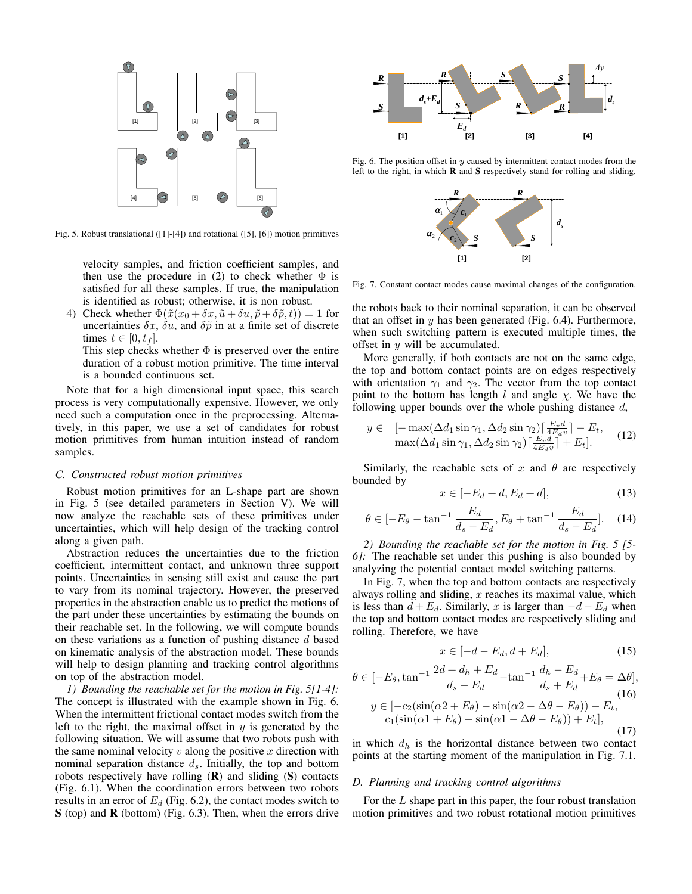Fig. 5. Robust translational ([1]-[4]) and rotational ([5], [6]) motion primitives

velocity samples, and friction coefficient samples, and then use the procedure in (2) to check whether $\Phi$ is satisfied for all these samples. If true, the manipulation is identified as robust; otherwise, it is non robust.

4) Check whether $\Phi(\tilde{x}(x_0+\delta x, \tilde{u}+\delta u, \tilde{p}+\delta\tilde{p}, t)) = 1$ for uncertainties $\delta x$, $\delta u$, and $\delta\tilde{p}$ in at a finite set of discrete times $t \in [0, t_f]$.
This step checks whether $\Phi$ is preserved over the entire duration of a robust motion primitive. The time interval is a bounded continuous set.

Note that for a high dimensional input space, this search process is very computationally expensive. However, we only need such a computation once in the preprocessing. Alternatively, in this paper, we use a set of candidates for robust motion primitives from human intuition instead of random samples.

### C. Constructed robust motion primitives

Robust motion primitives for an L-shape part are shown in Fig. 5 (see detailed parameters in Section V). We will now analyze the reachable sets of these primitives under uncertainties, which will help design of the tracking control along a given path.

Abstraction reduces the uncertainties due to the friction coefficient, intermittent contact, and unknown three support points. Uncertainties in sensing still exist and cause the part to vary from its nominal trajectory. However, the preserved properties in the abstraction enable us to predict the motions of the part under these uncertainties by estimating the bounds on their reachable set. In the following, we will compute bounds on these variations as a function of pushing distance $d$ based on kinematic analysis of the abstraction model. These bounds will help to design planning and tracking control algorithms on top of the abstraction model.

*1) Bounding the reachable set for the motion in Fig. 5[1-4]:* The concept is illustrated with the example shown in Fig. 6. When the intermittent frictional contact modes switch from the left to the right, the maximal offset in $y$ is generated by the following situation. We will assume that two robots push with the same nominal velocity $v$ along the positive $x$ direction with nominal separation distance $d_s$. Initially, the top and bottom robots respectively have rolling (**R**) and sliding (**S**) contacts (Fig. 6.1). When the coordination errors between two robots results in an error of $E_d$ (Fig. 6.2), the contact modes switch to **S** (top) and **R** (bottom) (Fig. 6.3). Then, when the errors drive the robots back to their nominal separation, it can be observed that an offset in $y$ has been generated (Fig. 6.4). Furthermore, when such switching pattern is executed multiple times, the offset in $y$ will be accumulated.

Fig. 6. The position offset in $y$ caused by intermittent contact modes from the left to the right, in which **R** and **S** respectively stand for rolling and sliding.

Fig. 7. Constant contact modes cause maximal changes of the configuration.

More generally, if both contacts are not on the same edge, the top and bottom contact points are on edges respectively with orientation $\gamma_1$ and $\gamma_2$. The vector from the top contact point to the bottom has length $l$ and angle $\chi$. We have the following upper bounds over the whole pushing distance $d$,

$$y \in \begin{array}{l}[-\max(\Delta d_1 \sin\gamma_1, \Delta d_2 \sin\gamma_2)\lceil \frac{E_v d}{4E_d v}\rceil - E_t, \\ \max(\Delta d_1 \sin\gamma_1, \Delta d_2 \sin\gamma_2)\lceil \frac{E_v d}{4E_d v}\rceil + E_t].\end{array} \tag{12}$$

Similarly, the reachable sets of $x$ and $\theta$ are respectively bounded by

$$x \in [-E_d + d, E_d + d], \tag{13}$$

$$\theta \in [-E_\theta - \tan^{-1}\frac{E_d}{d_s - E_d}, E_\theta + \tan^{-1}\frac{E_d}{d_s - E_d}]. \tag{14}$$

*2) Bounding the reachable set for the motion in Fig. 5 [5-6]:* The reachable set under this pushing is also bounded by analyzing the potential contact model switching patterns.

In Fig. 7, when the top and bottom contacts are respectively always rolling and sliding, $x$ reaches its maximal value, which is less than $d + E_d$. Similarly, $x$ is larger than $-d - E_d$ when the top and bottom contact modes are respectively sliding and rolling. Therefore, we have

$$x \in [-d - E_d, d + E_d], \tag{15}$$

$$\theta \in [-E_\theta, \tan^{-1}\frac{2d + d_h + E_d}{d_s - E_d} - \tan^{-1}\frac{d_h - E_d}{d_s + E_d} + E_\theta = \Delta\theta], \tag{16}$$

$$y \in \begin{array}{l}[-c_2(\sin(\alpha 2 + E_\theta) - \sin(\alpha 2 - \Delta\theta - E_\theta)) - E_t, \\ c_1(\sin(\alpha 1 + E_\theta) - \sin(\alpha 1 - \Delta\theta - E_\theta)) + E_t],\end{array} \tag{17}$$

in which $d_h$ is the horizontal distance between two contact points at the starting moment of the manipulation in Fig. 7.1.

### D. Planning and tracking control algorithms

For the $L$ shape part in this paper, the four robust translation motion primitives and two robust rotational motion primitives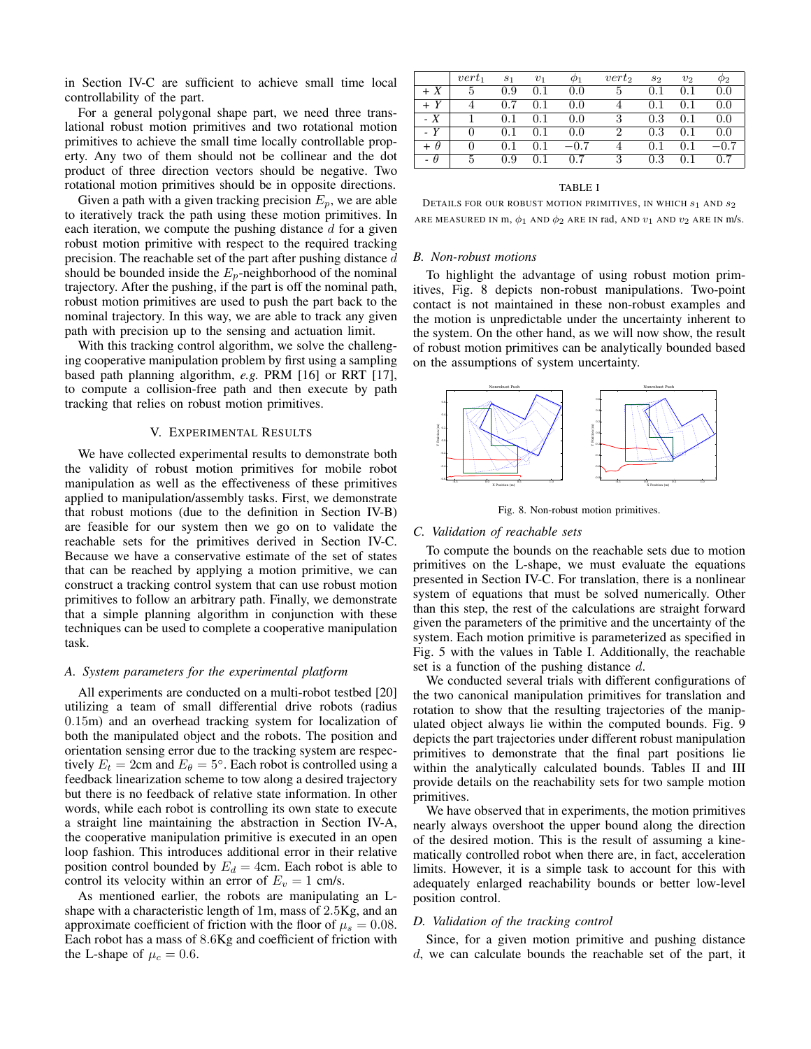in Section IV-C are sufficient to achieve small time local controllability of the part.

For a general polygonal shape part, we need three translational robust motion primitives and two rotational motion primitives to achieve the small time locally controllable property. Any two of them should not be collinear and the dot product of three direction vectors should be negative. Two rotational motion primitives should be in opposite directions.

Given a path with a given tracking precision $E_p$, we are able to iteratively track the path using these motion primitives. In each iteration, we compute the pushing distance $d$ for a given robust motion primitive with respect to the required tracking precision. The reachable set of the part after pushing distance $d$ should be bounded inside the $E_p$-neighborhood of the nominal trajectory. After the pushing, if the part is off the nominal path, robust motion primitives are used to push the part back to the nominal trajectory. In this way, we are able to track any given path with precision up to the sensing and actuation limit.

With this tracking control algorithm, we solve the challenging cooperative manipulation problem by first using a sampling based path planning algorithm, *e.g.* PRM [16] or RRT [17], to compute a collision-free path and then execute by path tracking that relies on robust motion primitives.

## V. Experimental Results

We have collected experimental results to demonstrate both the validity of robust motion primitives for mobile robot manipulation as well as the effectiveness of these primitives applied to manipulation/assembly tasks. First, we demonstrate that robust motions (due to the definition in Section IV-B) are feasible for our system then we go on to validate the reachable sets for the primitives derived in Section IV-C. Because we have a conservative estimate of the set of states that can be reached by applying a motion primitive, we can construct a tracking control system that can use robust motion primitives to follow an arbitrary path. Finally, we demonstrate that a simple planning algorithm in conjunction with these techniques can be used to complete a cooperative manipulation task.

### A. System parameters for the experimental platform

All experiments are conducted on a multi-robot testbed [20] utilizing a team of small differential drive robots (radius 0.15m) and an overhead tracking system for localization of both the manipulated object and the robots. The position and orientation sensing error due to the tracking system are respectively $E_t = 2$cm and $E_\theta = 5°$. Each robot is controlled using a feedback linearization scheme to tow along a desired trajectory but there is no feedback of relative state information. In other words, while each robot is controlling its own state to execute a straight line maintaining the abstraction in Section IV-A, the cooperative manipulation primitive is executed in an open loop fashion. This introduces additional error in their relative position control bounded by $E_d = 4$cm. Each robot is able to control its velocity within an error of $E_v = 1$ cm/s.

As mentioned earlier, the robots are manipulating an L-shape with a characteristic length of 1m, mass of 2.5Kg, and an approximate coefficient of friction with the floor of $\mu_s = 0.08$. Each robot has a mass of 8.6Kg and coefficient of friction with the L-shape of $\mu_c = 0.6$.

|  | $vert_1$ | $s_1$ | $v_1$ | $\phi_1$ | $vert_2$ | $s_2$ | $v_2$ | $\phi_2$ |
|---|---|---|---|---|---|---|---|---|
| + $X$ | 5 | 0.9 | 0.1 | 0.0 | 5 | 0.1 | 0.1 | 0.0 |
| + $Y$ | 4 | 0.7 | 0.1 | 0.0 | 4 | 0.1 | 0.1 | 0.0 |
| - $X$ | 1 | 0.1 | 0.1 | 0.0 | 3 | 0.3 | 0.1 | 0.0 |
| - $Y$ | 0 | 0.1 | 0.1 | 0.0 | 2 | 0.3 | 0.1 | 0.0 |
| + $\theta$ | 0 | 0.1 | 0.1 | $-0.7$ | 4 | 0.1 | 0.1 | $-0.7$ |
| - $\theta$ | 5 | 0.9 | 0.1 | 0.7 | 3 | 0.3 | 0.1 | 0.7 |

TABLE I

Details for our robust motion primitives, in which $s_1$ and $s_2$ are measured in m, $\phi_1$ and $\phi_2$ are in rad, and $v_1$ and $v_2$ are in m/s.

### B. Non-robust motions

To highlight the advantage of using robust motion primitives, Fig. 8 depicts non-robust manipulations. Two-point contact is not maintained in these non-robust examples and the motion is unpredictable under the uncertainty inherent to the system. On the other hand, as we will now show, the result of robust motion primitives can be analytically bounded based on the assumptions of system uncertainty.

Fig. 8. Non-robust motion primitives.

### C. Validation of reachable sets

To compute the bounds on the reachable sets due to motion primitives on the L-shape, we must evaluate the equations presented in Section IV-C. For translation, there is a nonlinear system of equations that must be solved numerically. Other than this step, the rest of the calculations are straight forward given the parameters of the primitive and the uncertainty of the system. Each motion primitive is parameterized as specified in Fig. 5 with the values in Table I. Additionally, the reachable set is a function of the pushing distance $d$.

We conducted several trials with different configurations of the two canonical manipulation primitives for translation and rotation to show that the resulting trajectories of the manipulated object always lie within the computed bounds. Fig. 9 depicts the part trajectories under different robust manipulation primitives to demonstrate that the final part positions lie within the analytically calculated bounds. Tables II and III provide details on the reachability sets for two sample motion primitives.

We have observed that in experiments, the motion primitives nearly always overshoot the upper bound along the direction of the desired motion. This is the result of assuming a kinematically controlled robot when there are, in fact, acceleration limits. However, it is a simple task to account for this with adequately enlarged reachability bounds or better low-level position control.

### D. Validation of the tracking control

Since, for a given motion primitive and pushing distance $d$, we can calculate bounds the reachable set of the part, it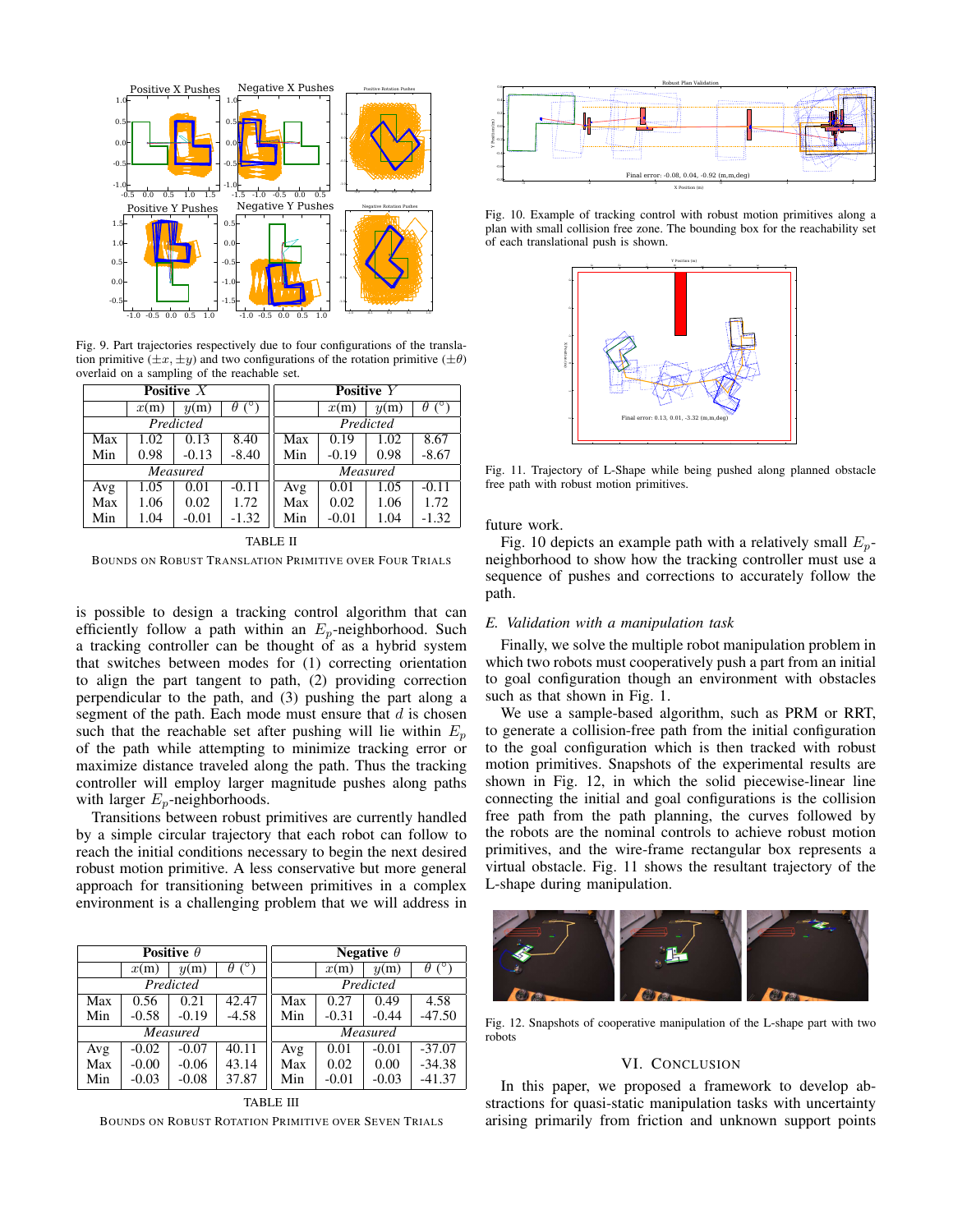Fig. 9. Part trajectories respectively due to four configurations of the translation primitive ($\pm x, \pm y$) and two configurations of the rotation primitive ($\pm\theta$) overlaid on a sampling of the reachable set.

| Positive $X$ | | | | Positive $Y$ | | | |
|---|---|---|---|---|---|---|---|
| | $x$(m) | $y$(m) | $\theta$ (°) | | $x$(m) | $y$(m) | $\theta$ (°) |
| *Predicted* | | | | *Predicted* | | | |
| Max | 1.02 | 0.13 | 8.40 | Max | 0.19 | 1.02 | 8.67 |
| Min | 0.98 | -0.13 | -8.40 | Min | -0.19 | 0.98 | -8.67 |
| *Measured* | | | | *Measured* | | | |
| Avg | 1.05 | 0.01 | -0.11 | Avg | 0.01 | 1.05 | -0.11 |
| Max | 1.06 | 0.02 | 1.72 | Max | 0.02 | 1.06 | 1.72 |
| Min | 1.04 | -0.01 | -1.32 | Min | -0.01 | 1.04 | -1.32 |

TABLE II

BOUNDS ON ROBUST TRANSLATION PRIMITIVE OVER FOUR TRIALS

is possible to design a tracking control algorithm that can efficiently follow a path within an $E_p$-neighborhood. Such a tracking controller can be thought of as a hybrid system that switches between modes for (1) correcting orientation to align the part tangent to path, (2) providing correction perpendicular to the path, and (3) pushing the part along a segment of the path. Each mode must ensure that $d$ is chosen such that the reachable set after pushing will lie within $E_p$ of the path while attempting to minimize tracking error or maximize distance traveled along the path. Thus the tracking controller will employ larger magnitude pushes along paths with larger $E_p$-neighborhoods.

Transitions between robust primitives are currently handled by a simple circular trajectory that each robot can follow to reach the initial conditions necessary to begin the next desired robust motion primitive. A less conservative but more general approach for transitioning between primitives in a complex environment is a challenging problem that we will address in future work.

| Positive $\theta$ | | | | Negative $\theta$ | | | |
|---|---|---|---|---|---|---|---|
| | $x$(m) | $y$(m) | $\theta$ (°) | | $x$(m) | $y$(m) | $\theta$ (°) |
| *Predicted* | | | | *Predicted* | | | |
| Max | 0.56 | 0.21 | 42.47 | Max | 0.27 | 0.49 | 4.58 |
| Min | -0.58 | -0.19 | -4.58 | Min | -0.31 | -0.44 | -47.50 |
| *Measured* | | | | *Measured* | | | |
| Avg | -0.02 | -0.07 | 40.11 | Avg | 0.01 | -0.01 | -37.07 |
| Max | -0.00 | -0.06 | 43.14 | Max | 0.02 | 0.00 | -34.38 |
| Min | -0.03 | -0.08 | 37.87 | Min | -0.01 | -0.03 | -41.37 |

TABLE III

BOUNDS ON ROBUST ROTATION PRIMITIVE OVER SEVEN TRIALS

Fig. 10. Example of tracking control with robust motion primitives along a plan with small collision free zone. The bounding box for the reachability set of each translational push is shown.

Fig. 11. Trajectory of L-Shape while being pushed along planned obstacle free path with robust motion primitives.

Fig. 10 depicts an example path with a relatively small $E_p$-neighborhood to show how the tracking controller must use a sequence of pushes and corrections to accurately follow the path.

### E. Validation with a manipulation task

Finally, we solve the multiple robot manipulation problem in which two robots must cooperatively push a part from an initial to goal configuration though an environment with obstacles such as that shown in Fig. 1.

We use a sample-based algorithm, such as PRM or RRT, to generate a collision-free path from the initial configuration to the goal configuration which is then tracked with robust motion primitives. Snapshots of the experimental results are shown in Fig. 12, in which the solid piecewise-linear line connecting the initial and goal configurations is the collision free path from the path planning, the curves followed by the robots are the nominal controls to achieve robust motion primitives, and the wire-frame rectangular box represents a virtual obstacle. Fig. 11 shows the resultant trajectory of the L-shape during manipulation.

Fig. 12. Snapshots of cooperative manipulation of the L-shape part with two robots

## VI. CONCLUSION

In this paper, we proposed a framework to develop abstractions for quasi-static manipulation tasks with uncertainty arising primarily from friction and unknown support points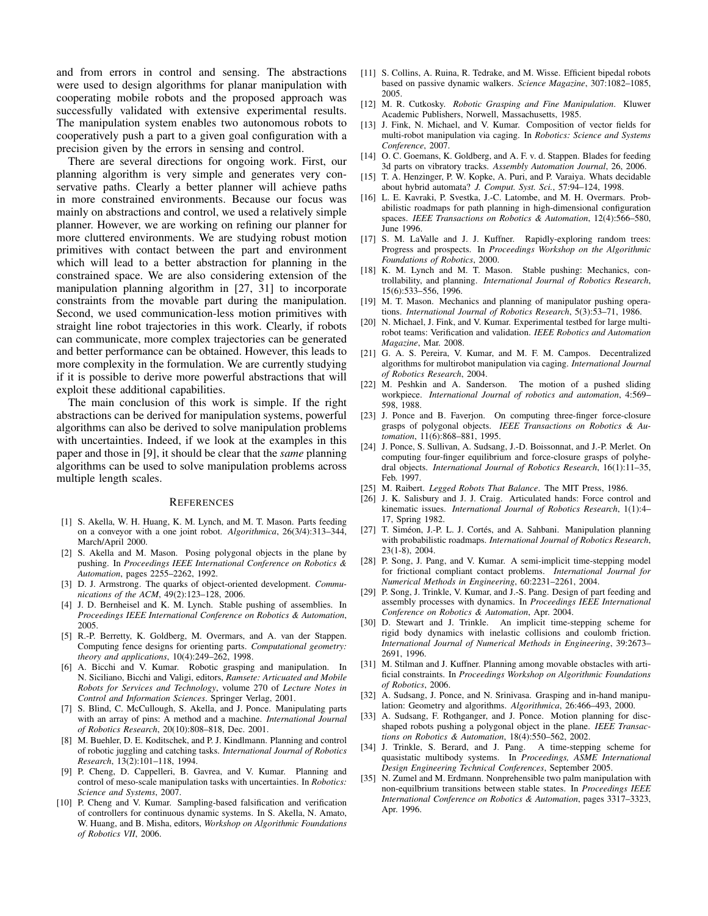and from errors in control and sensing. The abstractions were used to design algorithms for planar manipulation with cooperating mobile robots and the proposed approach was successfully validated with extensive experimental results. The manipulation system enables two autonomous robots to cooperatively push a part to a given goal configuration with a precision given by the errors in sensing and control.

There are several directions for ongoing work. First, our planning algorithm is very simple and generates very conservative paths. Clearly a better planner will achieve paths in more constrained environments. Because our focus was mainly on abstractions and control, we used a relatively simple planner. However, we are working on refining our planner for more cluttered environments. We are studying robust motion primitives with contact between the part and environment which will lead to a better abstraction for planning in the constrained space. We are also considering extension of the manipulation planning algorithm in [27, 31] to incorporate constraints from the movable part during the manipulation. Second, we used communication-less motion primitives with straight line robot trajectories in this work. Clearly, if robots can communicate, more complex trajectories can be generated and better performance can be obtained. However, this leads to more complexity in the formulation. We are currently studying if it is possible to derive more powerful abstractions that will exploit these additional capabilities.

The main conclusion of this work is simple. If the right abstractions can be derived for manipulation systems, powerful algorithms can also be derived to solve manipulation problems with uncertainties. Indeed, if we look at the examples in this paper and those in [9], it should be clear that the *same* planning algorithms can be used to solve manipulation problems across multiple length scales.

## References

[1] S. Akella, W. H. Huang, K. M. Lynch, and M. T. Mason. Parts feeding on a conveyor with a one joint robot. *Algorithmica*, 26(3/4):313–344, March/April 2000.

[2] S. Akella and M. Mason. Posing polygonal objects in the plane by pushing. In *Proceedings IEEE International Conference on Robotics & Automation*, pages 2255–2262, 1992.

[3] D. J. Armstrong. The quarks of object-oriented development. *Communications of the ACM*, 49(2):123–128, 2006.

[4] J. D. Bernheisel and K. M. Lynch. Stable pushing of assemblies. In *Proceedings IEEE International Conference on Robotics & Automation*, 2005.

[5] R.-P. Berretty, K. Goldberg, M. Overmars, and A. van der Stappen. Computing fence designs for orienting parts. *Computational geometry: theory and applications*, 10(4):249–262, 1998.

[6] A. Bicchi and V. Kumar. Robotic grasping and manipulation. In N. Siciliano, Bicchi and Valigi, editors, *Ramsete: Articuated and Mobile Robots for Services and Technology*, volume 270 of *Lecture Notes in Control and Information Sciences*. Springer Verlag, 2001.

[7] S. Blind, C. McCullough, S. Akella, and J. Ponce. Manipulating parts with an array of pins: A method and a machine. *International Journal of Robotics Research*, 20(10):808–818, Dec. 2001.

[8] M. Buehler, D. E. Koditschek, and P. J. Kindlmann. Planning and control of robotic juggling and catching tasks. *International Journal of Robotics Research*, 13(2):101–118, 1994.

[9] P. Cheng, D. Cappelleri, B. Gavrea, and V. Kumar. Planning and control of meso-scale manipulation tasks with uncertainties. In *Robotics: Science and Systems*, 2007.

[10] P. Cheng and V. Kumar. Sampling-based falsification and verification of controllers for continuous dynamic systems. In S. Akella, N. Amato, W. Huang, and B. Misha, editors, *Workshop on Algorithmic Foundations of Robotics VII*, 2006.

[11] S. Collins, A. Ruina, R. Tedrake, and M. Wisse. Efficient bipedal robots based on passive dynamic walkers. *Science Magazine*, 307:1082–1085, 2005.

[12] M. R. Cutkosky. *Robotic Grasping and Fine Manipulation*. Kluwer Academic Publishers, Norwell, Massachusetts, 1985.

[13] J. Fink, N. Michael, and V. Kumar. Composition of vector fields for multi-robot manipulation via caging. In *Robotics: Science and Systems Conference*, 2007.

[14] O. C. Goemans, K. Goldberg, and A. F. v. d. Stappen. Blades for feeding 3d parts on vibratory tracks. *Assembly Automation Journal*, 26, 2006.

[15] T. A. Henzinger, P. W. Kopke, A. Puri, and P. Varaiya. Whats decidable about hybrid automata? *J. Comput. Syst. Sci.*, 57:94–124, 1998.

[16] L. E. Kavraki, P. Svestka, J.-C. Latombe, and M. H. Overmars. Probabilistic roadmaps for path planning in high-dimensional configuration spaces. *IEEE Transactions on Robotics & Automation*, 12(4):566–580, June 1996.

[17] S. M. LaValle and J. J. Kuffner. Rapidly-exploring random trees: Progress and prospects. In *Proceedings Workshop on the Algorithmic Foundations of Robotics*, 2000.

[18] K. M. Lynch and M. T. Mason. Stable pushing: Mechanics, controllability, and planning. *International Journal of Robotics Research*, 15(6):533–556, 1996.

[19] M. T. Mason. Mechanics and planning of manipulator pushing operations. *International Journal of Robotics Research*, 5(3):53–71, 1986.

[20] N. Michael, J. Fink, and V. Kumar. Experimental testbed for large multi-robot teams: Verification and validation. *IEEE Robotics and Automation Magazine*, Mar. 2008.

[21] G. A. S. Pereira, V. Kumar, and M. F. M. Campos. Decentralized algorithms for multirobot manipulation via caging. *International Journal of Robotics Research*, 2004.

[22] M. Peshkin and A. Sanderson. The motion of a pushed sliding workpiece. *International Journal of robotics and automation*, 4:569–598, 1988.

[23] J. Ponce and B. Faverjon. On computing three-finger force-closure grasps of polygonal objects. *IEEE Transactions on Robotics & Automation*, 11(6):868–881, 1995.

[24] J. Ponce, S. Sullivan, A. Sudsang, J.-D. Boissonnat, and J.-P. Merlet. On computing four-finger equilibrium and force-closure grasps of polyhedral objects. *International Journal of Robotics Research*, 16(1):11–35, Feb. 1997.

[25] M. Raibert. *Legged Robots That Balance*. The MIT Press, 1986.

[26] J. K. Salisbury and J. J. Craig. Articulated hands: Force control and kinematic issues. *International Journal of Robotics Research*, 1(1):4–17, Spring 1982.

[27] T. Siméon, J.-P. L. J. Cortés, and A. Sahbani. Manipulation planning with probabilistic roadmaps. *International Journal of Robotics Research*, 23(1-8), 2004.

[28] P. Song, J. Pang, and V. Kumar. A semi-implicit time-stepping model for frictional compliant contact problems. *International Journal for Numerical Methods in Engineering*, 60:2231–2261, 2004.

[29] P. Song, J. Trinkle, V. Kumar, and J.-S. Pang. Design of part feeding and assembly processes with dynamics. In *Proceedings IEEE International Conference on Robotics & Automation*, Apr. 2004.

[30] D. Stewart and J. Trinkle. An implicit time-stepping scheme for rigid body dynamics with inelastic collisions and coulomb friction. *International Journal of Numerical Methods in Engineering*, 39:2673–2691, 1996.

[31] M. Stilman and J. Kuffner. Planning among movable obstacles with artificial constraints. In *Proceedings Workshop on Algorithmic Foundations of Robotics*, 2006.

[32] A. Sudsang, J. Ponce, and N. Srinivasa. Grasping and in-hand manipulation: Geometry and algorithms. *Algorithmica*, 26:466–493, 2000.

[33] A. Sudsang, F. Rothganger, and J. Ponce. Motion planning for disc-shaped robots pushing a polygonal object in the plane. *IEEE Transactions on Robotics & Automation*, 18(4):550–562, 2002.

[34] J. Trinkle, S. Berard, and J. Pang. A time-stepping scheme for quasistatic multibody systems. In *Proceedings, ASME International Design Engineering Technical Conferences*, September 2005.

[35] N. Zumel and M. Erdmann. Nonprehensible two palm manipulation with non-equilbrium transitions between stable states. In *Proceedings IEEE International Conference on Robotics & Automation*, pages 3317–3323, Apr. 1996.